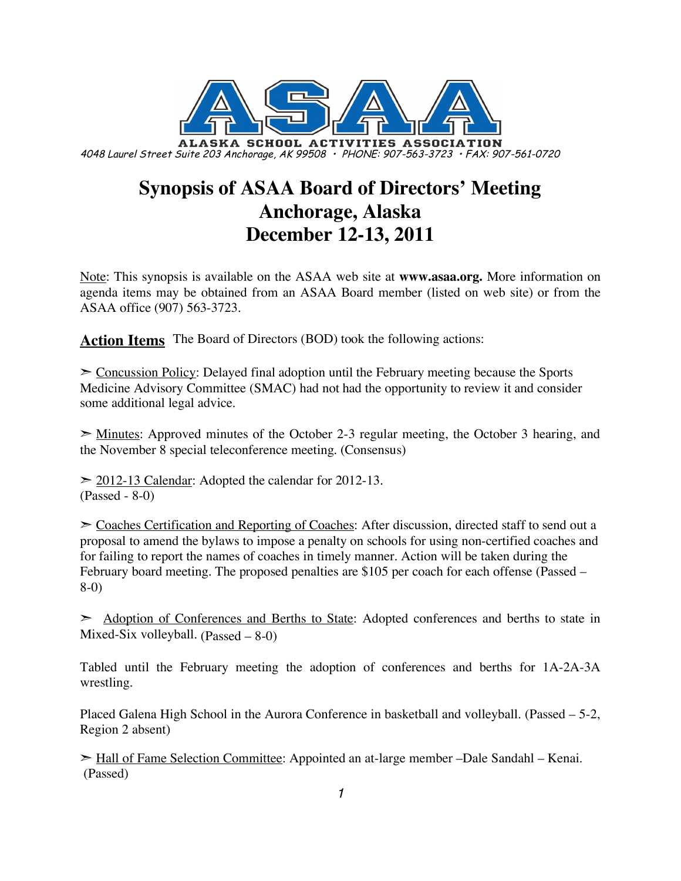# ASAA

ALASKA SCHOOL ACTIVITIES ASSOCIATION

*4048 Laurel Street Suite 203 Anchorage, AK 99508 • PHONE: 907-563-3723 • FAX: 907-561-0720*

# Synopsis of ASAA Board of Directors' Meeting
# Anchorage, Alaska
# December 12-13, 2011

Note: This synopsis is available on the ASAA web site at **www.asaa.org.** More information on agenda items may be obtained from an ASAA Board member (listed on web site) or from the ASAA office (907) 563-3723.

**Action Items** The Board of Directors (BOD) took the following actions:

➣ Concussion Policy: Delayed final adoption until the February meeting because the Sports Medicine Advisory Committee (SMAC) had not had the opportunity to review it and consider some additional legal advice.

➣ Minutes: Approved minutes of the October 2-3 regular meeting, the October 3 hearing, and the November 8 special teleconference meeting. (Consensus)

➣ 2012-13 Calendar: Adopted the calendar for 2012-13.
(Passed - 8-0)

➣ Coaches Certification and Reporting of Coaches: After discussion, directed staff to send out a proposal to amend the bylaws to impose a penalty on schools for using non-certified coaches and for failing to report the names of coaches in timely manner. Action will be taken during the February board meeting. The proposed penalties are $105 per coach for each offense (Passed – 8-0)

➣ Adoption of Conferences and Berths to State: Adopted conferences and berths to state in Mixed-Six volleyball. (Passed – 8-0)

Tabled until the February meeting the adoption of conferences and berths for 1A-2A-3A wrestling.

Placed Galena High School in the Aurora Conference in basketball and volleyball. (Passed – 5-2, Region 2 absent)

➣ Hall of Fame Selection Committee: Appointed an at-large member –Dale Sandahl – Kenai. (Passed)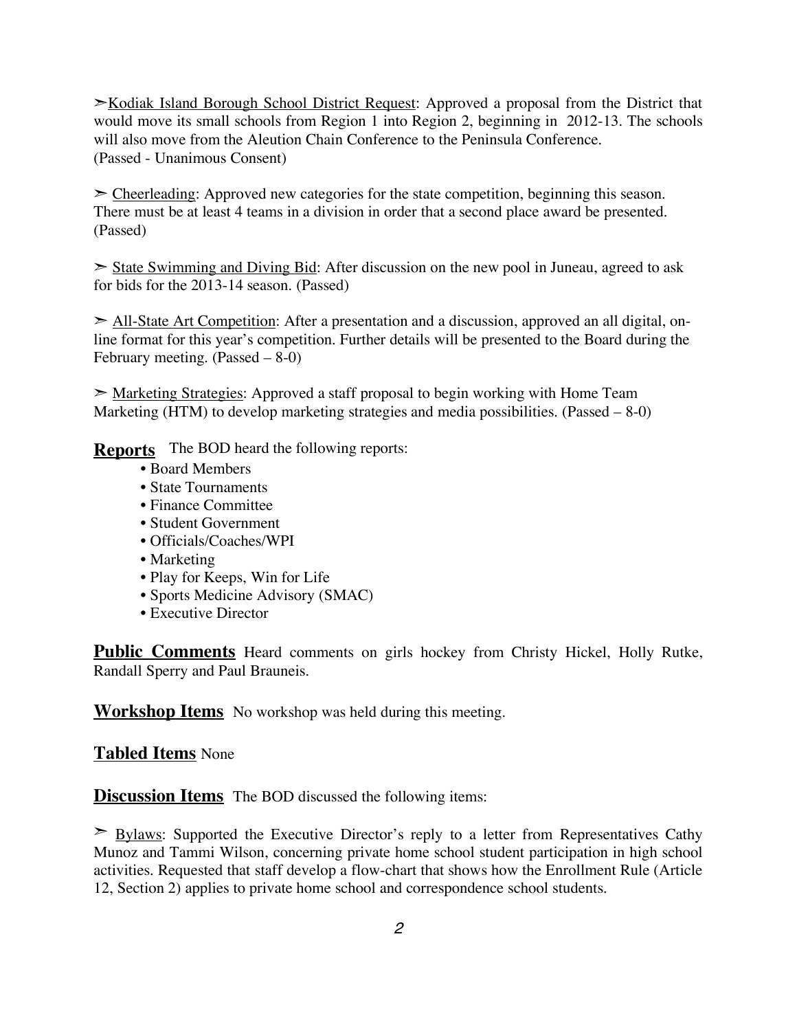➢ Kodiak Island Borough School District Request: Approved a proposal from the District that would move its small schools from Region 1 into Region 2, beginning in 2012-13. The schools will also move from the Aleution Chain Conference to the Peninsula Conference. (Passed - Unanimous Consent)

➢ Cheerleading: Approved new categories for the state competition, beginning this season. There must be at least 4 teams in a division in order that a second place award be presented. (Passed)

➢ State Swimming and Diving Bid: After discussion on the new pool in Juneau, agreed to ask for bids for the 2013-14 season. (Passed)

➢ All-State Art Competition: After a presentation and a discussion, approved an all digital, on-line format for this year's competition. Further details will be presented to the Board during the February meeting. (Passed – 8-0)

➢ Marketing Strategies: Approved a staff proposal to begin working with Home Team Marketing (HTM) to develop marketing strategies and media possibilities. (Passed – 8-0)

**Reports** The BOD heard the following reports:

- Board Members
- State Tournaments
- Finance Committee
- Student Government
- Officials/Coaches/WPI
- Marketing
- Play for Keeps, Win for Life
- Sports Medicine Advisory (SMAC)
- Executive Director

**Public Comments** Heard comments on girls hockey from Christy Hickel, Holly Rutke, Randall Sperry and Paul Brauneis.

**Workshop Items** No workshop was held during this meeting.

**Tabled Items** None

**Discussion Items** The BOD discussed the following items:

➢ Bylaws: Supported the Executive Director's reply to a letter from Representatives Cathy Munoz and Tammi Wilson, concerning private home school student participation in high school activities. Requested that staff develop a flow-chart that shows how the Enrollment Rule (Article 12, Section 2) applies to private home school and correspondence school students.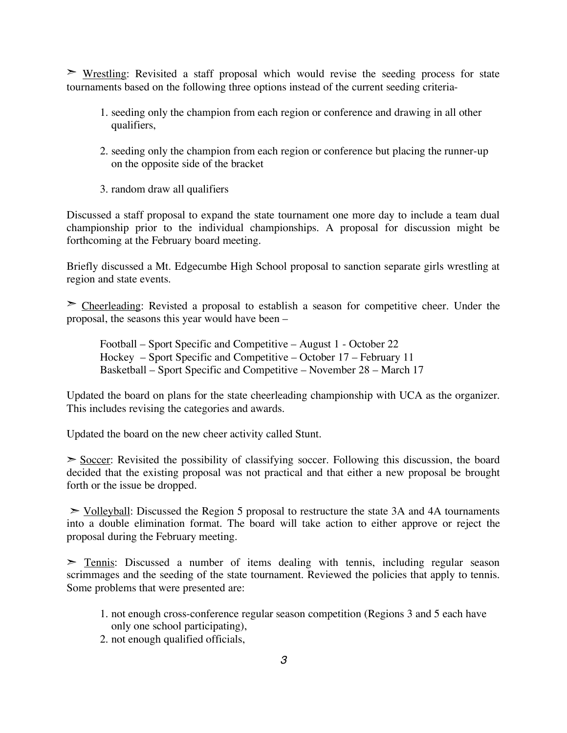➢ <u>Wrestling</u>: Revisited a staff proposal which would revise the seeding process for state tournaments based on the following three options instead of the current seeding criteria-

1. seeding only the champion from each region or conference and drawing in all other qualifiers,

2. seeding only the champion from each region or conference but placing the runner-up on the opposite side of the bracket

3. random draw all qualifiers

Discussed a staff proposal to expand the state tournament one more day to include a team dual championship prior to the individual championships. A proposal for discussion might be forthcoming at the February board meeting.

Briefly discussed a Mt. Edgecumbe High School proposal to sanction separate girls wrestling at region and state events.

➢ <u>Cheerleading</u>: Revisted a proposal to establish a season for competitive cheer. Under the proposal, the seasons this year would have been –

Football – Sport Specific and Competitive – August 1 - October 22
Hockey – Sport Specific and Competitive – October 17 – February 11
Basketball – Sport Specific and Competitive – November 28 – March 17

Updated the board on plans for the state cheerleading championship with UCA as the organizer. This includes revising the categories and awards.

Updated the board on the new cheer activity called Stunt.

➢ <u>Soccer</u>: Revisited the possibility of classifying soccer. Following this discussion, the board decided that the existing proposal was not practical and that either a new proposal be brought forth or the issue be dropped.

➢ <u>Volleyball</u>: Discussed the Region 5 proposal to restructure the state 3A and 4A tournaments into a double elimination format. The board will take action to either approve or reject the proposal during the February meeting.

➢ <u>Tennis</u>: Discussed a number of items dealing with tennis, including regular season scrimmages and the seeding of the state tournament. Reviewed the policies that apply to tennis. Some problems that were presented are:

1. not enough cross-conference regular season competition (Regions 3 and 5 each have only one school participating),
2. not enough qualified officials,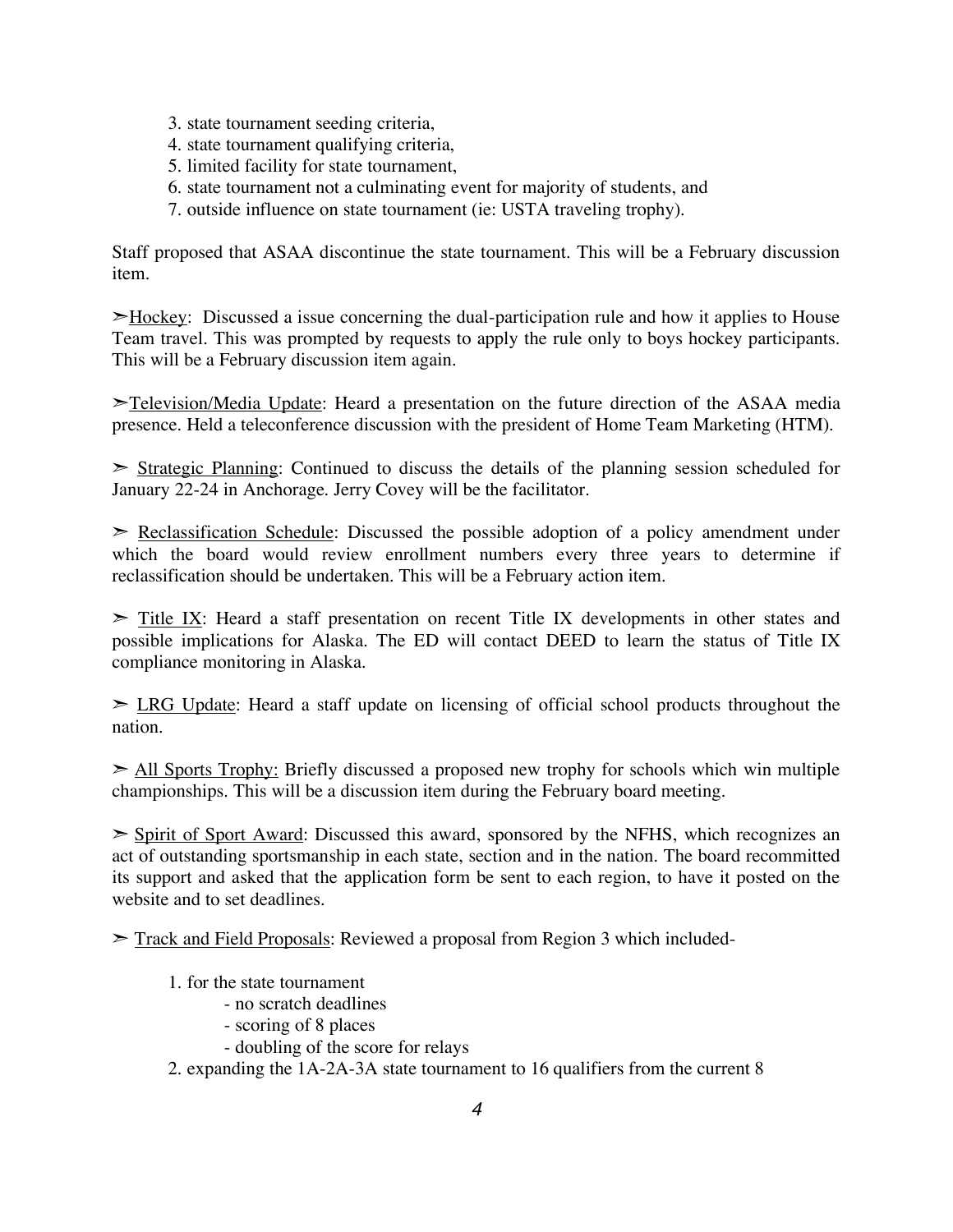3. state tournament seeding criteria,
4. state tournament qualifying criteria,
5. limited facility for state tournament,
6. state tournament not a culminating event for majority of students, and
7. outside influence on state tournament (ie: USTA traveling trophy).

Staff proposed that ASAA discontinue the state tournament. This will be a February discussion item.

➢<u>Hockey</u>: Discussed a issue concerning the dual-participation rule and how it applies to House Team travel. This was prompted by requests to apply the rule only to boys hockey participants. This will be a February discussion item again.

➢<u>Television/Media Update</u>: Heard a presentation on the future direction of the ASAA media presence. Held a teleconference discussion with the president of Home Team Marketing (HTM).

➢ <u>Strategic Planning</u>: Continued to discuss the details of the planning session scheduled for January 22-24 in Anchorage. Jerry Covey will be the facilitator.

➢ <u>Reclassification Schedule</u>: Discussed the possible adoption of a policy amendment under which the board would review enrollment numbers every three years to determine if reclassification should be undertaken. This will be a February action item.

➢ <u>Title IX</u>: Heard a staff presentation on recent Title IX developments in other states and possible implications for Alaska. The ED will contact DEED to learn the status of Title IX compliance monitoring in Alaska.

➢ <u>LRG Update</u>: Heard a staff update on licensing of official school products throughout the nation.

➢ <u>All Sports Trophy:</u> Briefly discussed a proposed new trophy for schools which win multiple championships. This will be a discussion item during the February board meeting.

➢ <u>Spirit of Sport Award</u>: Discussed this award, sponsored by the NFHS, which recognizes an act of outstanding sportsmanship in each state, section and in the nation. The board recommitted its support and asked that the application form be sent to each region, to have it posted on the website and to set deadlines.

➢ <u>Track and Field Proposals</u>: Reviewed a proposal from Region 3 which included-

1. for the state tournament
    - no scratch deadlines
    - scoring of 8 places
    - doubling of the score for relays
2. expanding the 1A-2A-3A state tournament to 16 qualifiers from the current 8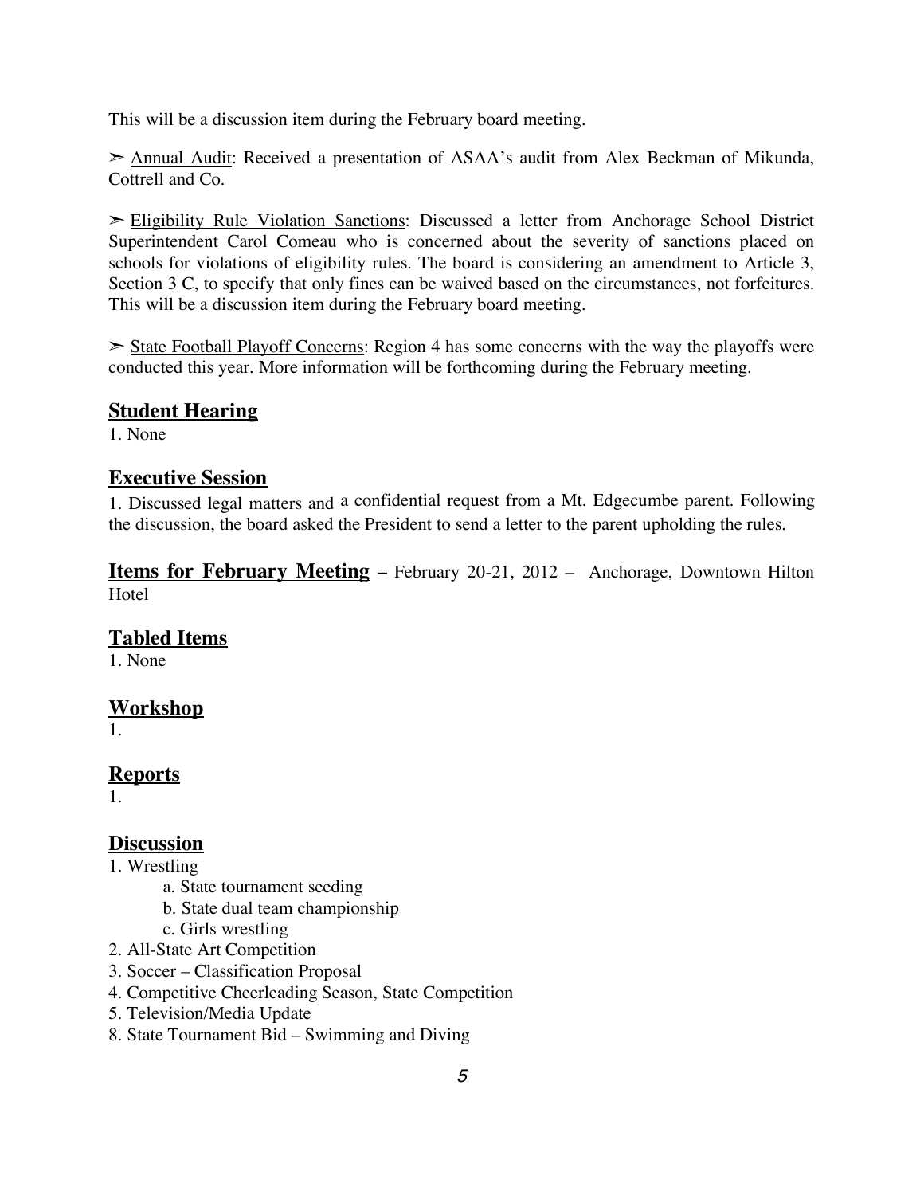This will be a discussion item during the February board meeting.

➢ Annual Audit: Received a presentation of ASAA's audit from Alex Beckman of Mikunda, Cottrell and Co.

➢ Eligibility Rule Violation Sanctions: Discussed a letter from Anchorage School District Superintendent Carol Comeau who is concerned about the severity of sanctions placed on schools for violations of eligibility rules. The board is considering an amendment to Article 3, Section 3 C, to specify that only fines can be waived based on the circumstances, not forfeitures. This will be a discussion item during the February board meeting.

➢ State Football Playoff Concerns: Region 4 has some concerns with the way the playoffs were conducted this year. More information will be forthcoming during the February meeting.

## Student Hearing

1. None

## Executive Session

1. Discussed legal matters and a confidential request from a Mt. Edgecumbe parent. Following the discussion, the board asked the President to send a letter to the parent upholding the rules.

## Items for February Meeting – February 20-21, 2012 – Anchorage, Downtown Hilton Hotel

## Tabled Items

1. None

## Workshop

1.

## Reports

1.

## Discussion

1. Wrestling
    a. State tournament seeding
    b. State dual team championship
    c. Girls wrestling
2. All-State Art Competition
3. Soccer – Classification Proposal
4. Competitive Cheerleading Season, State Competition
5. Television/Media Update
8. State Tournament Bid – Swimming and Diving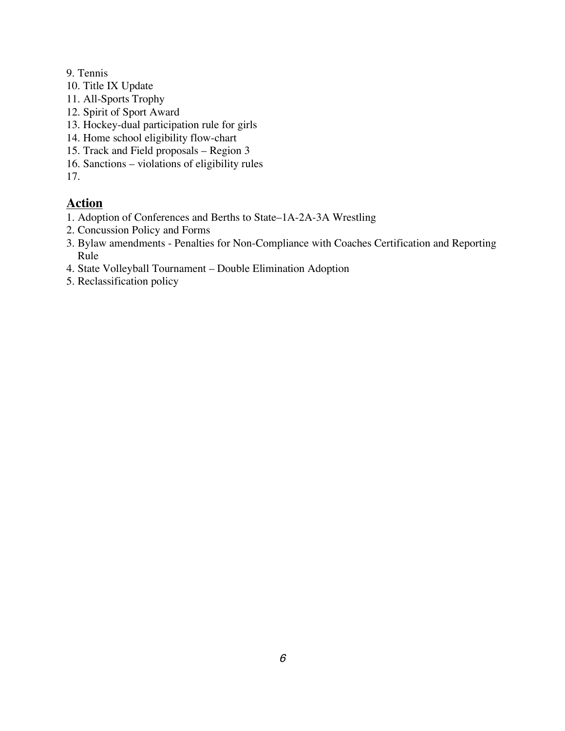9. Tennis
10. Title IX Update
11. All-Sports Trophy
12. Spirit of Sport Award
13. Hockey-dual participation rule for girls
14. Home school eligibility flow-chart
15. Track and Field proposals – Region 3
16. Sanctions – violations of eligibility rules
17.

## Action

1. Adoption of Conferences and Berths to State–1A-2A-3A Wrestling
2. Concussion Policy and Forms
3. Bylaw amendments - Penalties for Non-Compliance with Coaches Certification and Reporting Rule
4. State Volleyball Tournament – Double Elimination Adoption
5. Reclassification policy